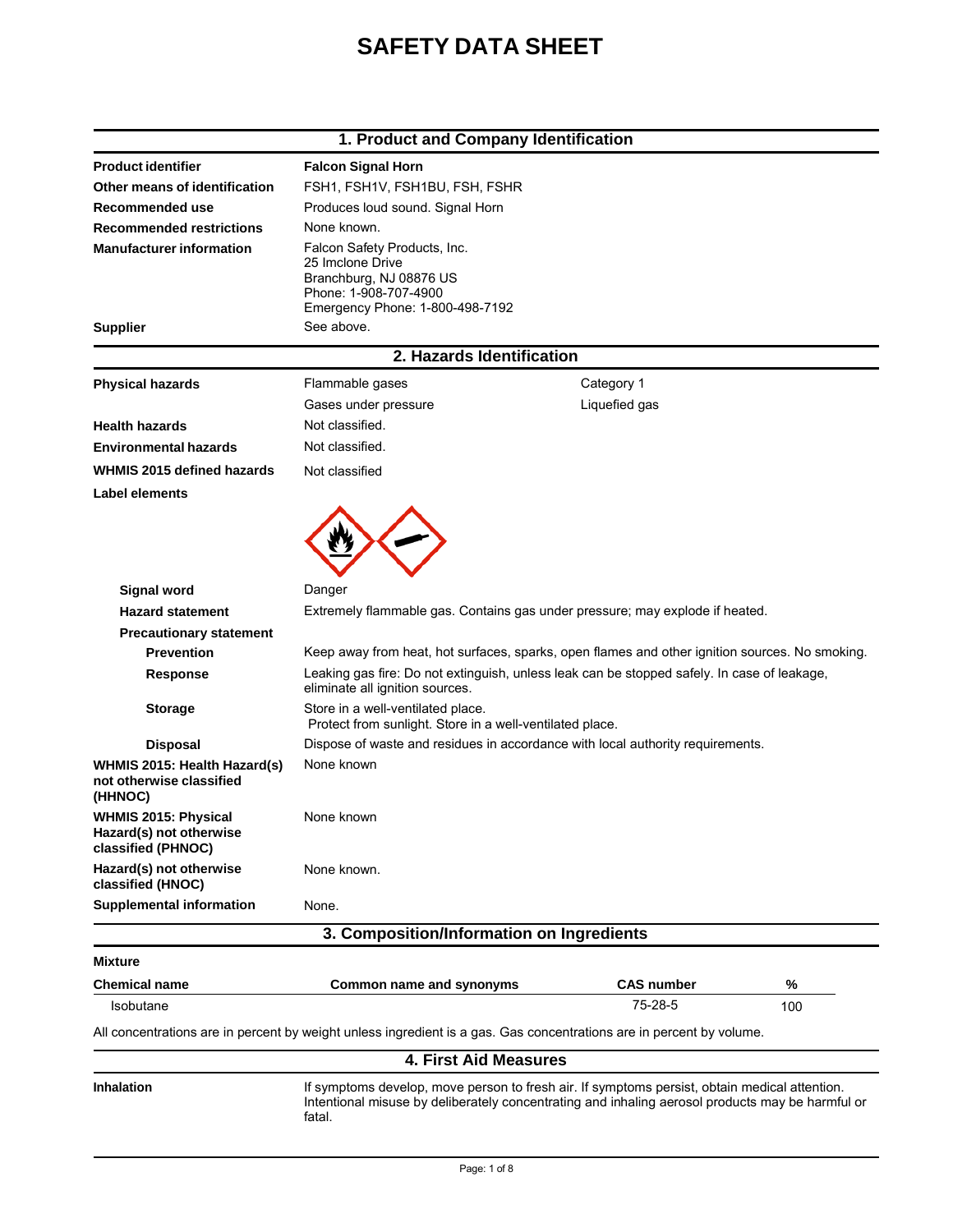# SAFETY DATA SHEET

## 1. Product and Company Identification

| | |
|---|---|
| **Product identifier** | **Falcon Signal Horn** |
| **Other means of identification** | FSH1, FSH1V, FSH1BU, FSH, FSHR |
| **Recommended use** | Produces loud sound. Signal Horn |
| **Recommended restrictions** | None known. |
| **Manufacturer information** | Falcon Safety Products, Inc.<br>25 Imclone Drive<br>Branchburg, NJ 08876 US<br>Phone: 1-908-707-4900<br>Emergency Phone: 1-800-498-7192 |
| **Supplier** | See above. |

## 2. Hazards Identification

| | | |
|---|---|---|
| **Physical hazards** | Flammable gases | Category 1 |
| | Gases under pressure | Liquefied gas |
| **Health hazards** | Not classified. | |
| **Environmental hazards** | Not classified. | |
| **WHMIS 2015 defined hazards** | Not classified | |

**Label elements**

**Signal word** Danger

**Hazard statement** Extremely flammable gas. Contains gas under pressure; may explode if heated.

**Precautionary statement**

**Prevention** Keep away from heat, hot surfaces, sparks, open flames and other ignition sources. No smoking.

**Response** Leaking gas fire: Do not extinguish, unless leak can be stopped safely. In case of leakage, eliminate all ignition sources.

**Storage** Store in a well-ventilated place.
Protect from sunlight. Store in a well-ventilated place.

**Disposal** Dispose of waste and residues in accordance with local authority requirements.

**WHMIS 2015: Health Hazard(s) not otherwise classified (HHNOC)** None known

**WHMIS 2015: Physical Hazard(s) not otherwise classified (PHNOC)** None known

**Hazard(s) not otherwise classified (HNOC)** None known.

**Supplemental information** None.

## 3. Composition/Information on Ingredients

**Mixture**

| Chemical name | Common name and synonyms | CAS number | % |
|---|---|---|---|
| Isobutane | | 75-28-5 | 100 |

All concentrations are in percent by weight unless ingredient is a gas. Gas concentrations are in percent by volume.

## 4. First Aid Measures

**Inhalation** If symptoms develop, move person to fresh air. If symptoms persist, obtain medical attention. Intentional misuse by deliberately concentrating and inhaling aerosol products may be harmful or fatal.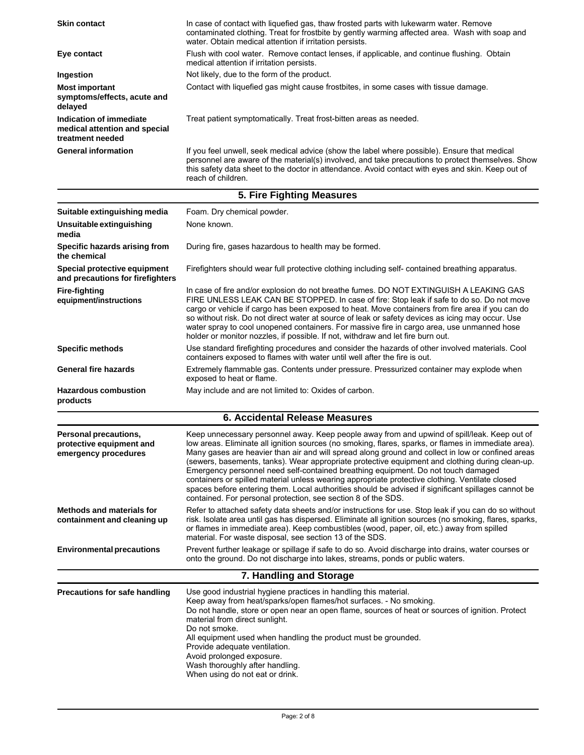| | |
|---|---|
| **Skin contact** | In case of contact with liquefied gas, thaw frosted parts with lukewarm water. Remove contaminated clothing. Treat for frostbite by gently warming affected area. Wash with soap and water. Obtain medical attention if irritation persists. |
| **Eye contact** | Flush with cool water. Remove contact lenses, if applicable, and continue flushing. Obtain medical attention if irritation persists. |
| **Ingestion** | Not likely, due to the form of the product. |
| **Most important symptoms/effects, acute and delayed** | Contact with liquefied gas might cause frostbites, in some cases with tissue damage. |
| **Indication of immediate medical attention and special treatment needed** | Treat patient symptomatically. Treat frost-bitten areas as needed. |
| **General information** | If you feel unwell, seek medical advice (show the label where possible). Ensure that medical personnel are aware of the material(s) involved, and take precautions to protect themselves. Show this safety data sheet to the doctor in attendance. Avoid contact with eyes and skin. Keep out of reach of children. |

## 5. Fire Fighting Measures

| | |
|---|---|
| **Suitable extinguishing media** | Foam. Dry chemical powder. |
| **Unsuitable extinguishing media** | None known. |
| **Specific hazards arising from the chemical** | During fire, gases hazardous to health may be formed. |
| **Special protective equipment and precautions for firefighters** | Firefighters should wear full protective clothing including self- contained breathing apparatus. |
| **Fire-fighting equipment/instructions** | In case of fire and/or explosion do not breathe fumes. DO NOT EXTINGUISH A LEAKING GAS FIRE UNLESS LEAK CAN BE STOPPED. In case of fire: Stop leak if safe to do so. Do not move cargo or vehicle if cargo has been exposed to heat. Move containers from fire area if you can do so without risk. Do not direct water at source of leak or safety devices as icing may occur. Use water spray to cool unopened containers. For massive fire in cargo area, use unmanned hose holder or monitor nozzles, if possible. If not, withdraw and let fire burn out. |
| **Specific methods** | Use standard firefighting procedures and consider the hazards of other involved materials. Cool containers exposed to flames with water until well after the fire is out. |
| **General fire hazards** | Extremely flammable gas. Contents under pressure. Pressurized container may explode when exposed to heat or flame. |
| **Hazardous combustion products** | May include and are not limited to: Oxides of carbon. |

## 6. Accidental Release Measures

| | |
|---|---|
| **Personal precautions, protective equipment and emergency procedures** | Keep unnecessary personnel away. Keep people away from and upwind of spill/leak. Keep out of low areas. Eliminate all ignition sources (no smoking, flares, sparks, or flames in immediate area). Many gases are heavier than air and will spread along ground and collect in low or confined areas (sewers, basements, tanks). Wear appropriate protective equipment and clothing during clean-up. Emergency personnel need self-contained breathing equipment. Do not touch damaged containers or spilled material unless wearing appropriate protective clothing. Ventilate closed spaces before entering them. Local authorities should be advised if significant spillages cannot be contained. For personal protection, see section 8 of the SDS. |
| **Methods and materials for containment and cleaning up** | Refer to attached safety data sheets and/or instructions for use. Stop leak if you can do so without risk. Isolate area until gas has dispersed. Eliminate all ignition sources (no smoking, flares, sparks, or flames in immediate area). Keep combustibles (wood, paper, oil, etc.) away from spilled material. For waste disposal, see section 13 of the SDS. |
| **Environmental precautions** | Prevent further leakage or spillage if safe to do so. Avoid discharge into drains, water courses or onto the ground. Do not discharge into lakes, streams, ponds or public waters. |

## 7. Handling and Storage

| | |
|---|---|
| **Precautions for safe handling** | Use good industrial hygiene practices in handling this material.<br>Keep away from heat/sparks/open flames/hot surfaces. - No smoking.<br>Do not handle, store or open near an open flame, sources of heat or sources of ignition. Protect material from direct sunlight.<br>Do not smoke.<br>All equipment used when handling the product must be grounded.<br>Provide adequate ventilation.<br>Avoid prolonged exposure.<br>Wash thoroughly after handling.<br>When using do not eat or drink. |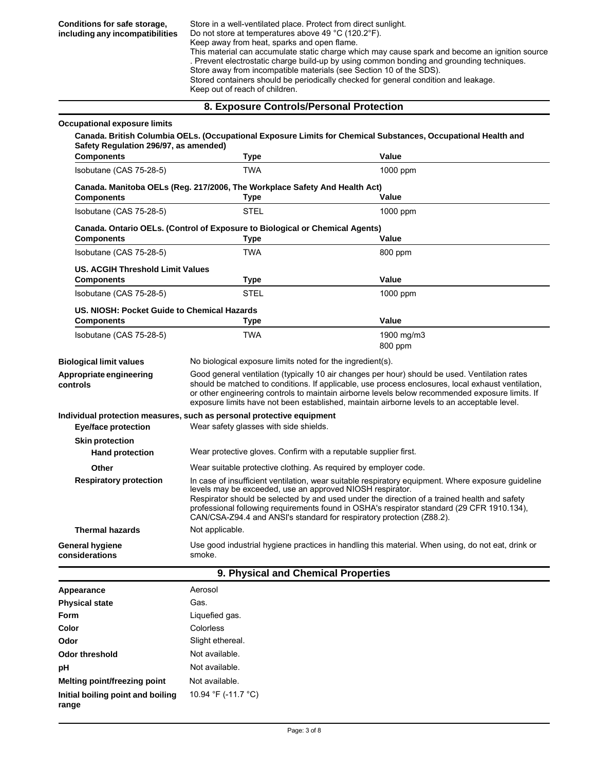| | |
|---|---|
| **Conditions for safe storage, including any incompatibilities** | Store in a well-ventilated place. Protect from direct sunlight. Do not store at temperatures above 49 °C (120.2°F). Keep away from heat, sparks and open flame. This material can accumulate static charge which may cause spark and become an ignition source . Prevent electrostatic charge build-up by using common bonding and grounding techniques. Store away from incompatible materials (see Section 10 of the SDS). Stored containers should be periodically checked for general condition and leakage. Keep out of reach of children. |

## 8. Exposure Controls/Personal Protection

**Occupational exposure limits**

**Canada. British Columbia OELs. (Occupational Exposure Limits for Chemical Substances, Occupational Health and Safety Regulation 296/97, as amended)**

| Components | Type | Value |
|---|---|---|
| Isobutane (CAS 75-28-5) | TWA | 1000 ppm |

**Canada. Manitoba OELs (Reg. 217/2006, The Workplace Safety And Health Act)**

| Components | Type | Value |
|---|---|---|
| Isobutane (CAS 75-28-5) | STEL | 1000 ppm |

**Canada. Ontario OELs. (Control of Exposure to Biological or Chemical Agents)**

| Components | Type | Value |
|---|---|---|
| Isobutane (CAS 75-28-5) | TWA | 800 ppm |

**US. ACGIH Threshold Limit Values**

| Components | Type | Value |
|---|---|---|
| Isobutane (CAS 75-28-5) | STEL | 1000 ppm |

**US. NIOSH: Pocket Guide to Chemical Hazards**

| Components | Type | Value |
|---|---|---|
| Isobutane (CAS 75-28-5) | TWA | 1900 mg/m3 |
| | | 800 ppm |

| | |
|---|---|
| **Biological limit values** | No biological exposure limits noted for the ingredient(s). |
| **Appropriate engineering controls** | Good general ventilation (typically 10 air changes per hour) should be used. Ventilation rates should be matched to conditions. If applicable, use process enclosures, local exhaust ventilation, or other engineering controls to maintain airborne levels below recommended exposure limits. If exposure limits have not been established, maintain airborne levels to an acceptable level. |

**Individual protection measures, such as personal protective equipment**

| | |
|---|---|
| **Eye/face protection** | Wear safety glasses with side shields. |
| **Skin protection** | |
| **Hand protection** | Wear protective gloves. Confirm with a reputable supplier first. |
| **Other** | Wear suitable protective clothing. As required by employer code. |
| **Respiratory protection** | In case of insufficient ventilation, wear suitable respiratory equipment. Where exposure guideline levels may be exceeded, use an approved NIOSH respirator. Respirator should be selected by and used under the direction of a trained health and safety professional following requirements found in OSHA's respirator standard (29 CFR 1910.134), CAN/CSA-Z94.4 and ANSI's standard for respiratory protection (Z88.2). |
| **Thermal hazards** | Not applicable. |
| **General hygiene considerations** | Use good industrial hygiene practices in handling this material. When using, do not eat, drink or smoke. |

## 9. Physical and Chemical Properties

| | |
|---|---|
| **Appearance** | Aerosol |
| **Physical state** | Gas. |
| **Form** | Liquefied gas. |
| **Color** | Colorless |
| **Odor** | Slight ethereal. |
| **Odor threshold** | Not available. |
| **pH** | Not available. |
| **Melting point/freezing point** | Not available. |
| **Initial boiling point and boiling range** | 10.94 °F (-11.7 °C) |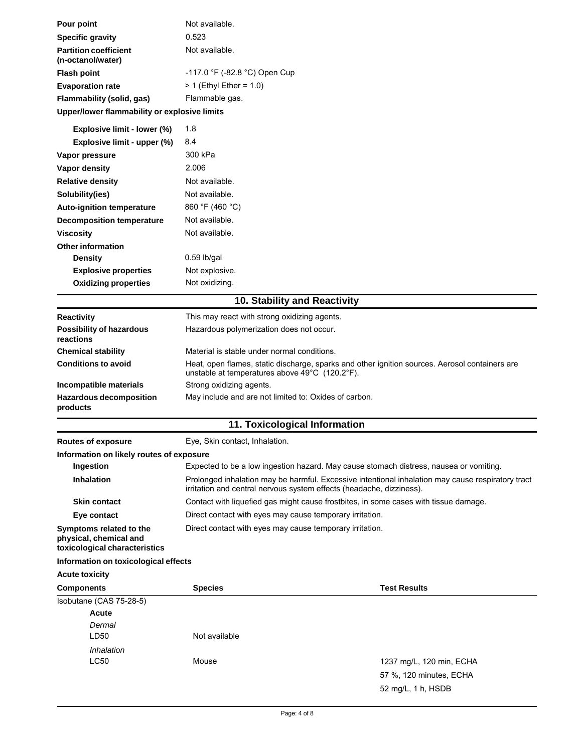| | |
|---|---|
| **Pour point** | Not available. |
| **Specific gravity** | 0.523 |
| **Partition coefficient (n-octanol/water)** | Not available. |
| **Flash point** | -117.0 °F (-82.8 °C) Open Cup |
| **Evaporation rate** | > 1 (Ethyl Ether = 1.0) |
| **Flammability (solid, gas)** | Flammable gas. |

**Upper/lower flammability or explosive limits**

| | |
|---|---|
| **Explosive limit - lower (%)** | 1.8 |
| **Explosive limit - upper (%)** | 8.4 |
| **Vapor pressure** | 300 kPa |
| **Vapor density** | 2.006 |
| **Relative density** | Not available. |
| **Solubility(ies)** | Not available. |
| **Auto-ignition temperature** | 860 °F (460 °C) |
| **Decomposition temperature** | Not available. |
| **Viscosity** | Not available. |

**Other information**

| | |
|---|---|
| **Density** | 0.59 lb/gal |
| **Explosive properties** | Not explosive. |
| **Oxidizing properties** | Not oxidizing. |

## 10. Stability and Reactivity

| | |
|---|---|
| **Reactivity** | This may react with strong oxidizing agents. |
| **Possibility of hazardous reactions** | Hazardous polymerization does not occur. |
| **Chemical stability** | Material is stable under normal conditions. |
| **Conditions to avoid** | Heat, open flames, static discharge, sparks and other ignition sources. Aerosol containers are unstable at temperatures above 49°C (120.2°F). |
| **Incompatible materials** | Strong oxidizing agents. |
| **Hazardous decomposition products** | May include and are not limited to: Oxides of carbon. |

## 11. Toxicological Information

| | |
|---|---|
| **Routes of exposure** | Eye, Skin contact, Inhalation. |

**Information on likely routes of exposure**

| | |
|---|---|
| **Ingestion** | Expected to be a low ingestion hazard. May cause stomach distress, nausea or vomiting. |
| **Inhalation** | Prolonged inhalation may be harmful. Excessive intentional inhalation may cause respiratory tract irritation and central nervous system effects (headache, dizziness). |
| **Skin contact** | Contact with liquefied gas might cause frostbites, in some cases with tissue damage. |
| **Eye contact** | Direct contact with eyes may cause temporary irritation. |
| **Symptoms related to the physical, chemical and toxicological characteristics** | Direct contact with eyes may cause temporary irritation. |

**Information on toxicological effects**

**Acute toxicity**

| Components | Species | Test Results |
|---|---|---|
| Isobutane (CAS 75-28-5) | | |
| **Acute** | | |
| *Dermal* | | |
| LD50 | Not available | |
| *Inhalation* | | |
| LC50 | Mouse | 1237 mg/L, 120 min, ECHA |
| | | 57 %, 120 minutes, ECHA |
| | | 52 mg/L, 1 h, HSDB |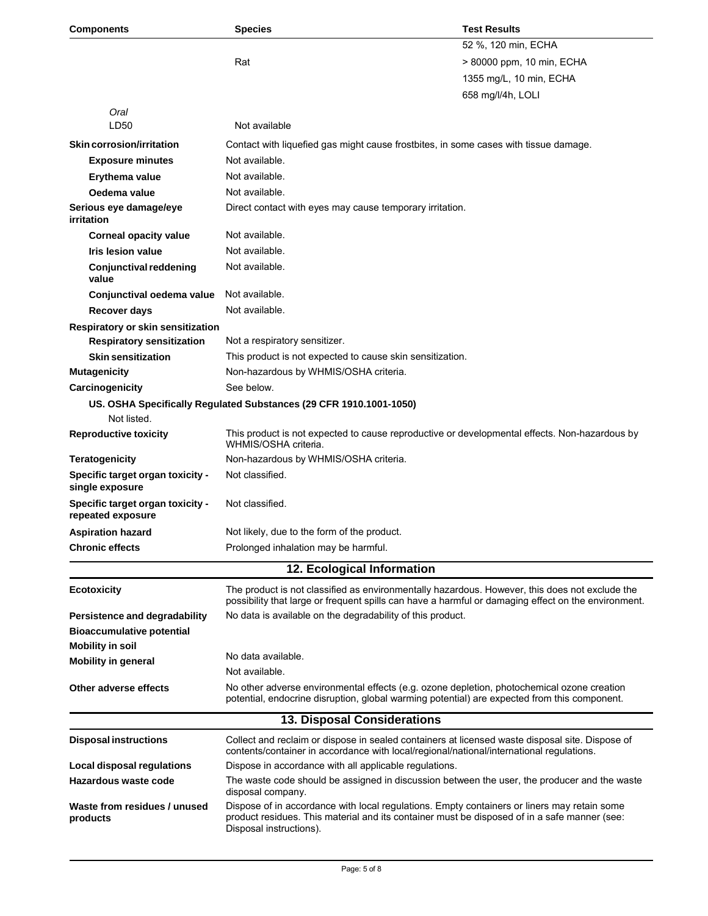| Components | Species | Test Results |
|---|---|---|
| | | 52 %, 120 min, ECHA |
| | Rat | > 80000 ppm, 10 min, ECHA |
| | | 1355 mg/L, 10 min, ECHA |
| | | 658 mg/l/4h, LOLI |
| *Oral* | | |
| LD50 | Not available | |

| | |
|---|---|
| **Skin corrosion/irritation** | Contact with liquefied gas might cause frostbites, in some cases with tissue damage. |
| **Exposure minutes** | Not available. |
| **Erythema value** | Not available. |
| **Oedema value** | Not available. |
| **Serious eye damage/eye irritation** | Direct contact with eyes may cause temporary irritation. |
| **Corneal opacity value** | Not available. |
| **Iris lesion value** | Not available. |
| **Conjunctival reddening value** | Not available. |
| **Conjunctival oedema value** | Not available. |
| **Recover days** | Not available. |
| **Respiratory or skin sensitization** | |
| **Respiratory sensitization** | Not a respiratory sensitizer. |
| **Skin sensitization** | This product is not expected to cause skin sensitization. |
| **Mutagenicity** | Non-hazardous by WHMIS/OSHA criteria. |
| **Carcinogenicity** | See below. |

**US. OSHA Specifically Regulated Substances (29 CFR 1910.1001-1050)**

Not listed.

| | |
|---|---|
| **Reproductive toxicity** | This product is not expected to cause reproductive or developmental effects. Non-hazardous by WHMIS/OSHA criteria. |
| **Teratogenicity** | Non-hazardous by WHMIS/OSHA criteria. |
| **Specific target organ toxicity - single exposure** | Not classified. |
| **Specific target organ toxicity - repeated exposure** | Not classified. |
| **Aspiration hazard** | Not likely, due to the form of the product. |
| **Chronic effects** | Prolonged inhalation may be harmful. |

## 12. Ecological Information

| | |
|---|---|
| **Ecotoxicity** | The product is not classified as environmentally hazardous. However, this does not exclude the possibility that large or frequent spills can have a harmful or damaging effect on the environment. |
| **Persistence and degradability** | No data is available on the degradability of this product. |
| **Bioaccumulative potential** | |
| **Mobility in soil** | No data available. |
| **Mobility in general** | Not available. |
| **Other adverse effects** | No other adverse environmental effects (e.g. ozone depletion, photochemical ozone creation potential, endocrine disruption, global warming potential) are expected from this component. |

## 13. Disposal Considerations

| | |
|---|---|
| **Disposal instructions** | Collect and reclaim or dispose in sealed containers at licensed waste disposal site. Dispose of contents/container in accordance with local/regional/national/international regulations. |
| **Local disposal regulations** | Dispose in accordance with all applicable regulations. |
| **Hazardous waste code** | The waste code should be assigned in discussion between the user, the producer and the waste disposal company. |
| **Waste from residues / unused products** | Dispose of in accordance with local regulations. Empty containers or liners may retain some product residues. This material and its container must be disposed of in a safe manner (see: Disposal instructions). |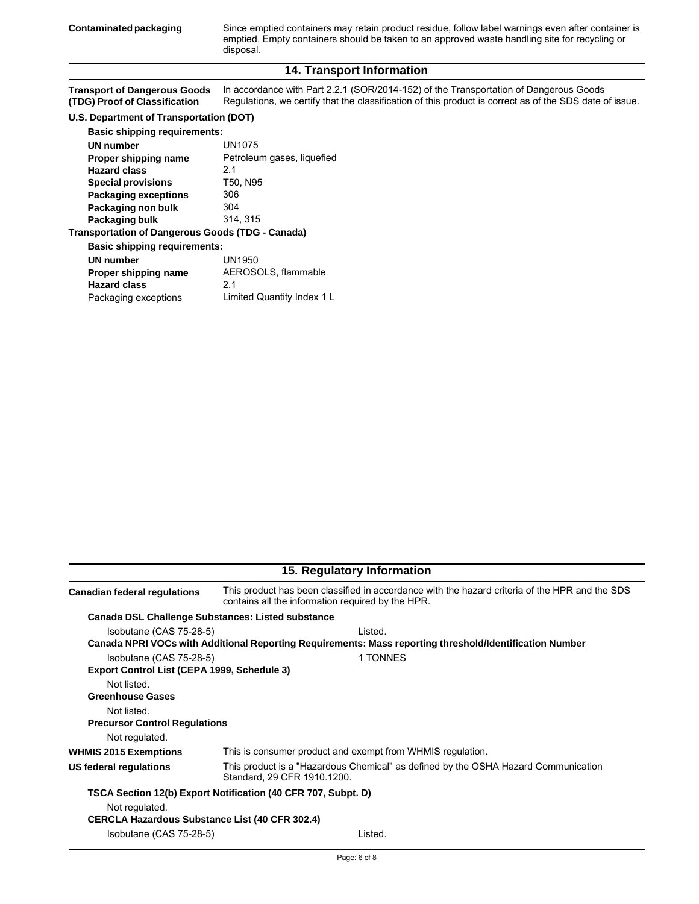**Contaminated packaging** Since emptied containers may retain product residue, follow label warnings even after container is emptied. Empty containers should be taken to an approved waste handling site for recycling or disposal.

## 14. Transport Information

**Transport of Dangerous Goods (TDG) Proof of Classification** In accordance with Part 2.2.1 (SOR/2014-152) of the Transportation of Dangerous Goods Regulations, we certify that the classification of this product is correct as of the SDS date of issue.

**U.S. Department of Transportation (DOT)**

**Basic shipping requirements:**

| | |
|---|---|
| **UN number** | UN1075 |
| **Proper shipping name** | Petroleum gases, liquefied |
| **Hazard class** | 2.1 |
| **Special provisions** | T50, N95 |
| **Packaging exceptions** | 306 |
| **Packaging non bulk** | 304 |
| **Packaging bulk** | 314, 315 |

**Transportation of Dangerous Goods (TDG - Canada)**

**Basic shipping requirements:**

| | |
|---|---|
| **UN number** | UN1950 |
| **Proper shipping name** | AEROSOLS, flammable |
| **Hazard class** | 2.1 |
| Packaging exceptions | Limited Quantity Index 1 L |

## 15. Regulatory Information

**Canadian federal regulations** This product has been classified in accordance with the hazard criteria of the HPR and the SDS contains all the information required by the HPR.

**Canada DSL Challenge Substances: Listed substance**

Isobutane (CAS 75-28-5) Listed.

**Canada NPRI VOCs with Additional Reporting Requirements: Mass reporting threshold/Identification Number**

Isobutane (CAS 75-28-5) 1 TONNES

**Export Control List (CEPA 1999, Schedule 3)**

Not listed.

**Greenhouse Gases**

Not listed.

**Precursor Control Regulations**

Not regulated.

**WHMIS 2015 Exemptions** This is consumer product and exempt from WHMIS regulation.

**US federal regulations** This product is a "Hazardous Chemical" as defined by the OSHA Hazard Communication Standard, 29 CFR 1910.1200.

**TSCA Section 12(b) Export Notification (40 CFR 707, Subpt. D)**

Not regulated.

**CERCLA Hazardous Substance List (40 CFR 302.4)**

Isobutane (CAS 75-28-5) Listed.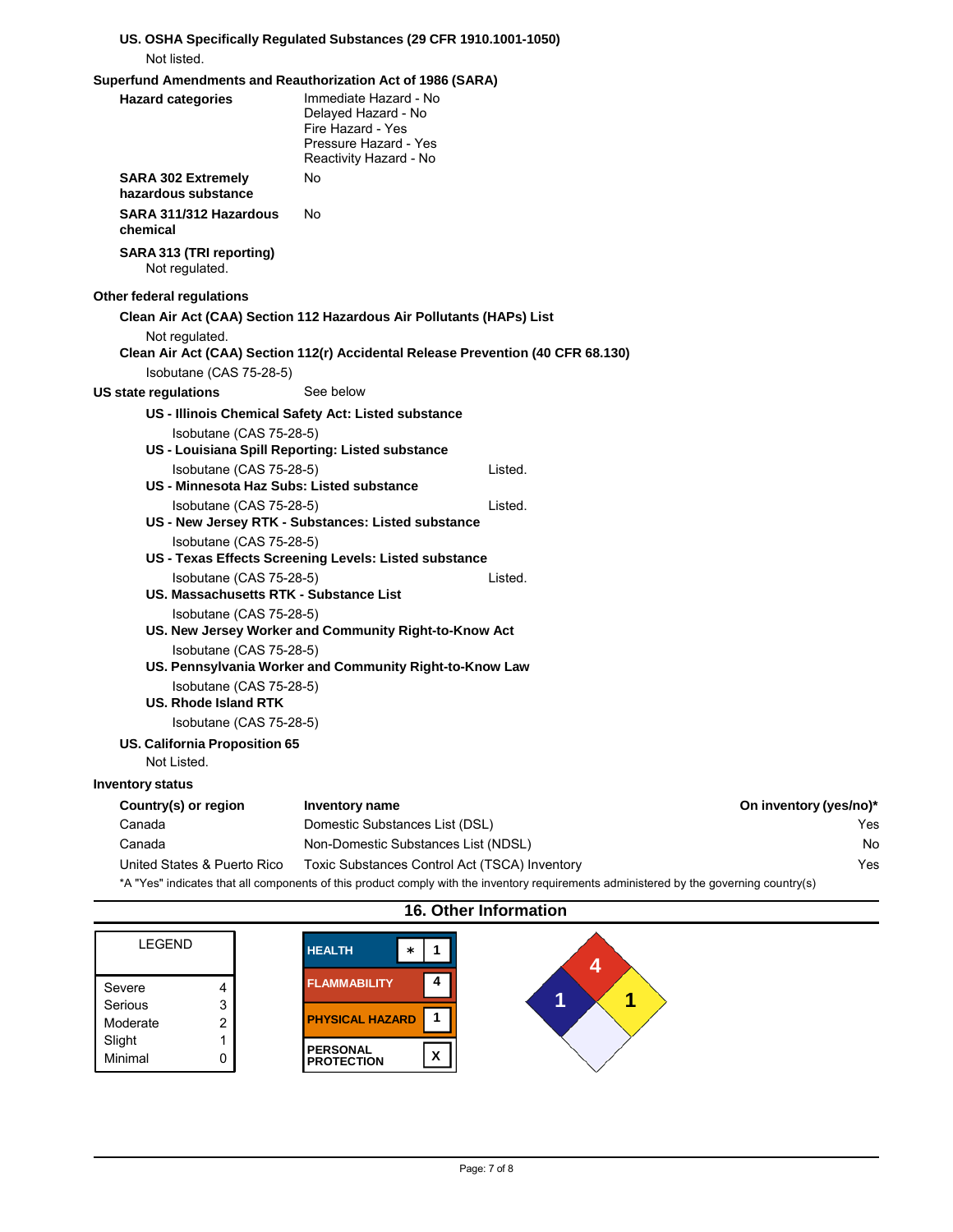**US. OSHA Specifically Regulated Substances (29 CFR 1910.1001-1050)**

Not listed.

**Superfund Amendments and Reauthorization Act of 1986 (SARA)**

**Hazard categories**
Immediate Hazard - No
Delayed Hazard - No
Fire Hazard - Yes
Pressure Hazard - Yes
Reactivity Hazard - No

**SARA 302 Extremely hazardous substance** No

**SARA 311/312 Hazardous chemical** No

**SARA 313 (TRI reporting)**
Not regulated.

**Other federal regulations**

**Clean Air Act (CAA) Section 112 Hazardous Air Pollutants (HAPs) List**
Not regulated.

**Clean Air Act (CAA) Section 112(r) Accidental Release Prevention (40 CFR 68.130)**
Isobutane (CAS 75-28-5)

**US state regulations** See below

**US - Illinois Chemical Safety Act: Listed substance**
Isobutane (CAS 75-28-5)

**US - Louisiana Spill Reporting: Listed substance**
Isobutane (CAS 75-28-5) Listed.

**US - Minnesota Haz Subs: Listed substance**
Isobutane (CAS 75-28-5) Listed.

**US - New Jersey RTK - Substances: Listed substance**
Isobutane (CAS 75-28-5)

**US - Texas Effects Screening Levels: Listed substance**
Isobutane (CAS 75-28-5) Listed.

**US. Massachusetts RTK - Substance List**
Isobutane (CAS 75-28-5)

**US. New Jersey Worker and Community Right-to-Know Act**
Isobutane (CAS 75-28-5)

**US. Pennsylvania Worker and Community Right-to-Know Law**
Isobutane (CAS 75-28-5)

**US. Rhode Island RTK**
Isobutane (CAS 75-28-5)

**US. California Proposition 65**
Not Listed.

**Inventory status**

| Country(s) or region | Inventory name | On inventory (yes/no)* |
|---|---|---|
| Canada | Domestic Substances List (DSL) | Yes |
| Canada | Non-Domestic Substances List (NDSL) | No |
| United States & Puerto Rico | Toxic Substances Control Act (TSCA) Inventory | Yes |

*A "Yes" indicates that all components of this product comply with the inventory requirements administered by the governing country(s)

## 16. Other Information

| LEGEND | |
|---|---|
| Severe | 4 |
| Serious | 3 |
| Moderate | 2 |
| Slight | 1 |
| Minimal | 0 |

| | |
|---|---|
| HEALTH | * 1 |
| FLAMMABILITY | 4 |
| PHYSICAL HAZARD | 1 |
| PERSONAL PROTECTION | X |

NFPA: Health 1, Flammability 4, Instability 1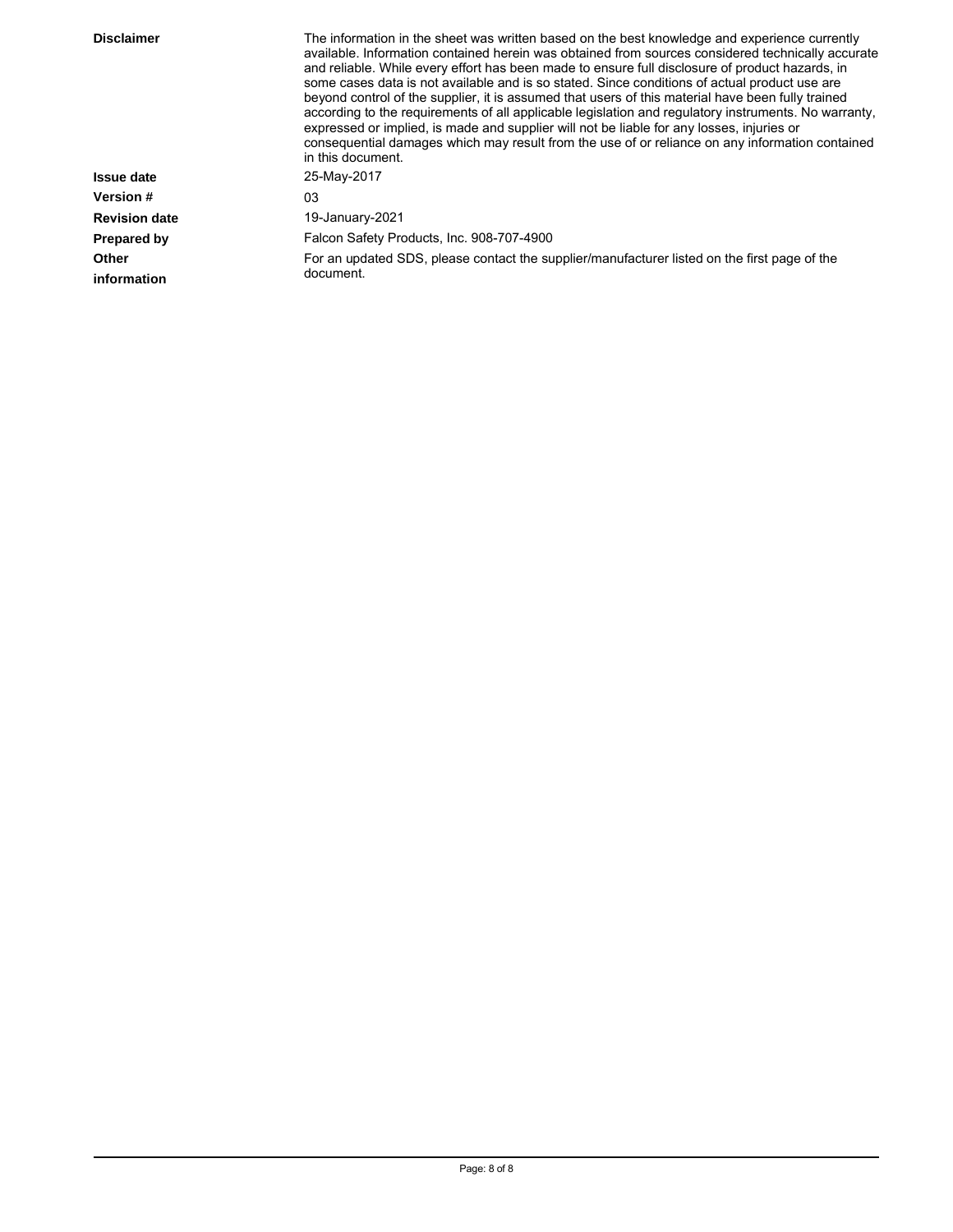| | |
|---|---|
| **Disclaimer** | The information in the sheet was written based on the best knowledge and experience currently available. Information contained herein was obtained from sources considered technically accurate and reliable. While every effort has been made to ensure full disclosure of product hazards, in some cases data is not available and is so stated. Since conditions of actual product use are beyond control of the supplier, it is assumed that users of this material have been fully trained according to the requirements of all applicable legislation and regulatory instruments. No warranty, expressed or implied, is made and supplier will not be liable for any losses, injuries or consequential damages which may result from the use of or reliance on any information contained in this document. |
| **Issue date** | 25-May-2017 |
| **Version #** | 03 |
| **Revision date** | 19-January-2021 |
| **Prepared by** | Falcon Safety Products, Inc. 908-707-4900 |
| **Other information** | For an updated SDS, please contact the supplier/manufacturer listed on the first page of the document. |